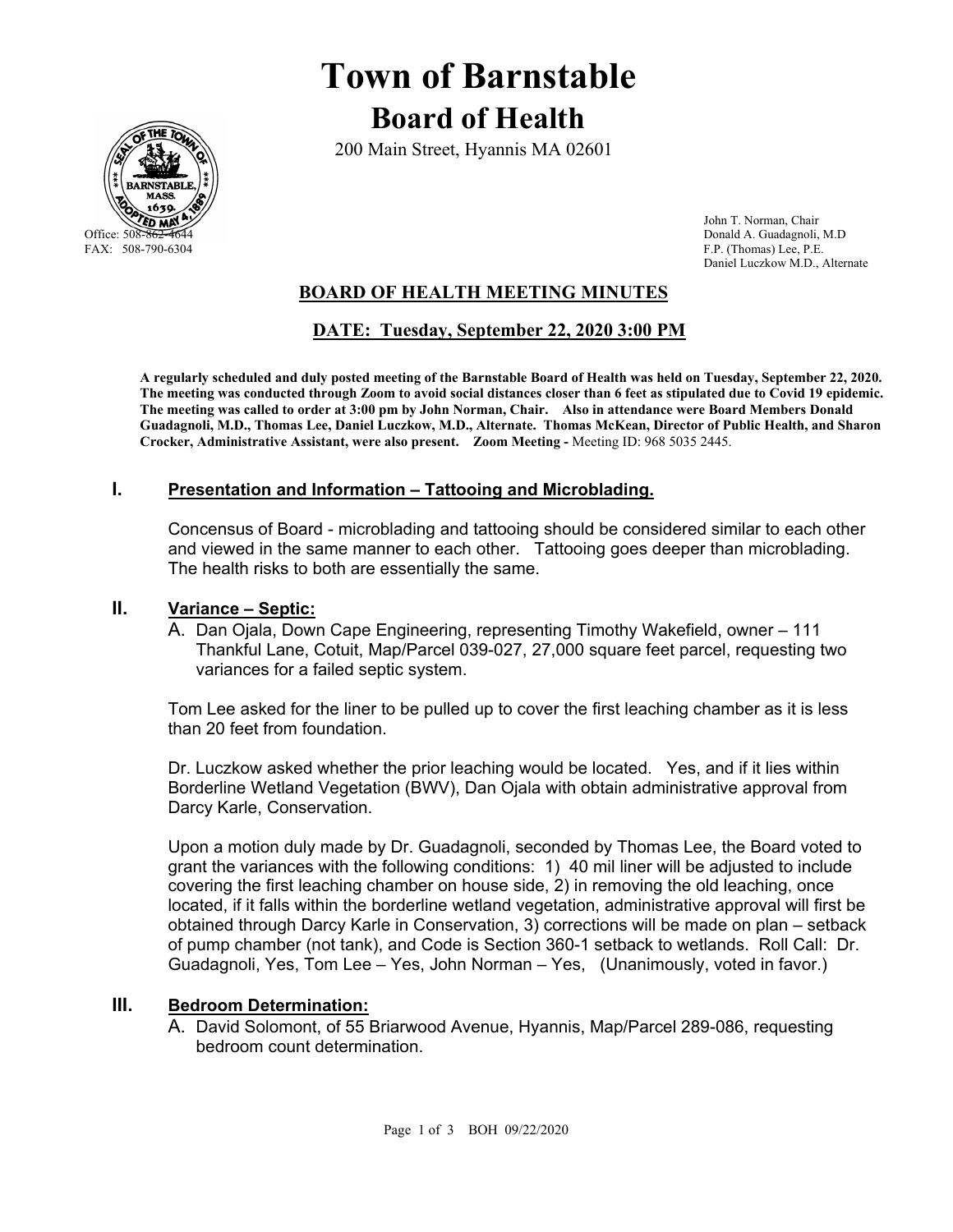# Town of Barnstable

## Board of Health

200 Main Street, Hyannis MA 02601

Office: 508-862-4644
FAX: 508-790-6304

John T. Norman, Chair
Donald A. Guadagnoli, M.D
F.P. (Thomas) Lee, P.E.
Daniel Luczkow M.D., Alternate

### BOARD OF HEALTH MEETING MINUTES

### DATE: Tuesday, September 22, 2020 3:00 PM

**A regularly scheduled and duly posted meeting of the Barnstable Board of Health was held on Tuesday, September 22, 2020. The meeting was conducted through Zoom to avoid social distances closer than 6 feet as stipulated due to Covid 19 epidemic. The meeting was called to order at 3:00 pm by John Norman, Chair. Also in attendance were Board Members Donald Guadagnoli, M.D., Thomas Lee, Daniel Luczkow, M.D., Alternate. Thomas McKean, Director of Public Health, and Sharon Crocker, Administrative Assistant, were also present. Zoom Meeting -** Meeting ID: 968 5035 2445.

## I. Presentation and Information – Tattooing and Microblading.

Concensus of Board - microblading and tattooing should be considered similar to each other and viewed in the same manner to each other. Tattooing goes deeper than microblading. The health risks to both are essentially the same.

## II. Variance – Septic:

A. Dan Ojala, Down Cape Engineering, representing Timothy Wakefield, owner – 111 Thankful Lane, Cotuit, Map/Parcel 039-027, 27,000 square feet parcel, requesting two variances for a failed septic system.

Tom Lee asked for the liner to be pulled up to cover the first leaching chamber as it is less than 20 feet from foundation.

Dr. Luczkow asked whether the prior leaching would be located. Yes, and if it lies within Borderline Wetland Vegetation (BWV), Dan Ojala with obtain administrative approval from Darcy Karle, Conservation.

Upon a motion duly made by Dr. Guadagnoli, seconded by Thomas Lee, the Board voted to grant the variances with the following conditions: 1) 40 mil liner will be adjusted to include covering the first leaching chamber on house side, 2) in removing the old leaching, once located, if it falls within the borderline wetland vegetation, administrative approval will first be obtained through Darcy Karle in Conservation, 3) corrections will be made on plan – setback of pump chamber (not tank), and Code is Section 360-1 setback to wetlands. Roll Call: Dr. Guadagnoli, Yes, Tom Lee – Yes, John Norman – Yes, (Unanimously, voted in favor.)

## III. Bedroom Determination:

A. David Solomont, of 55 Briarwood Avenue, Hyannis, Map/Parcel 289-086, requesting bedroom count determination.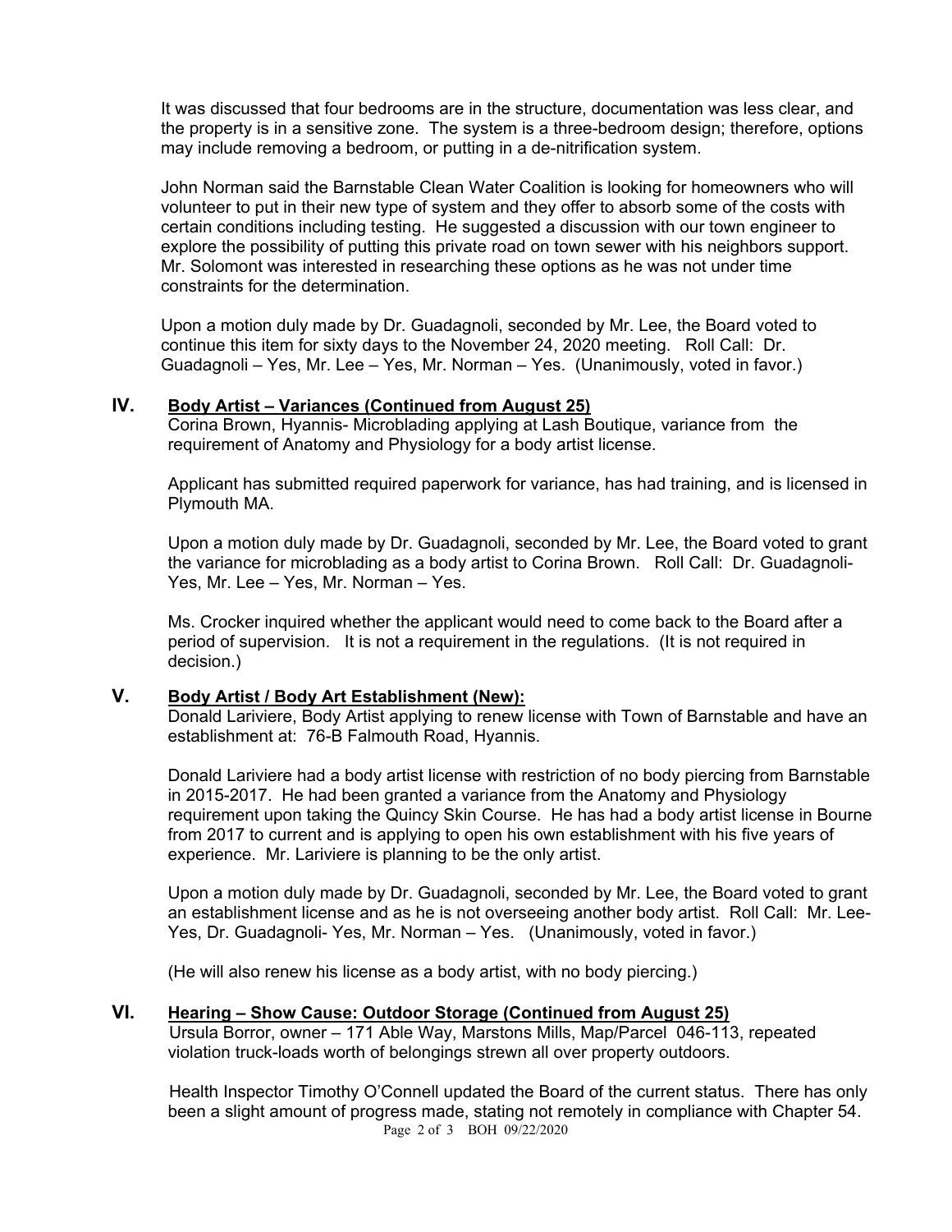It was discussed that four bedrooms are in the structure, documentation was less clear, and the property is in a sensitive zone. The system is a three-bedroom design; therefore, options may include removing a bedroom, or putting in a de-nitrification system.

John Norman said the Barnstable Clean Water Coalition is looking for homeowners who will volunteer to put in their new type of system and they offer to absorb some of the costs with certain conditions including testing. He suggested a discussion with our town engineer to explore the possibility of putting this private road on town sewer with his neighbors support. Mr. Solomont was interested in researching these options as he was not under time constraints for the determination.

Upon a motion duly made by Dr. Guadagnoli, seconded by Mr. Lee, the Board voted to continue this item for sixty days to the November 24, 2020 meeting. Roll Call: Dr. Guadagnoli – Yes, Mr. Lee – Yes, Mr. Norman – Yes. (Unanimously, voted in favor.)

## IV. Body Artist – Variances (Continued from August 25)

Corina Brown, Hyannis- Microblading applying at Lash Boutique, variance from the requirement of Anatomy and Physiology for a body artist license.

Applicant has submitted required paperwork for variance, has had training, and is licensed in Plymouth MA.

Upon a motion duly made by Dr. Guadagnoli, seconded by Mr. Lee, the Board voted to grant the variance for microblading as a body artist to Corina Brown. Roll Call: Dr. Guadagnoli- Yes, Mr. Lee – Yes, Mr. Norman – Yes.

Ms. Crocker inquired whether the applicant would need to come back to the Board after a period of supervision. It is not a requirement in the regulations. (It is not required in decision.)

## V. Body Artist / Body Art Establishment (New):

Donald Lariviere, Body Artist applying to renew license with Town of Barnstable and have an establishment at: 76-B Falmouth Road, Hyannis.

Donald Lariviere had a body artist license with restriction of no body piercing from Barnstable in 2015-2017. He had been granted a variance from the Anatomy and Physiology requirement upon taking the Quincy Skin Course. He has had a body artist license in Bourne from 2017 to current and is applying to open his own establishment with his five years of experience. Mr. Lariviere is planning to be the only artist.

Upon a motion duly made by Dr. Guadagnoli, seconded by Mr. Lee, the Board voted to grant an establishment license and as he is not overseeing another body artist. Roll Call: Mr. Lee- Yes, Dr. Guadagnoli- Yes, Mr. Norman – Yes. (Unanimously, voted in favor.)

(He will also renew his license as a body artist, with no body piercing.)

## VI. Hearing – Show Cause: Outdoor Storage (Continued from August 25)

Ursula Borror, owner – 171 Able Way, Marstons Mills, Map/Parcel 046-113, repeated violation truck-loads worth of belongings strewn all over property outdoors.

Health Inspector Timothy O'Connell updated the Board of the current status. There has only been a slight amount of progress made, stating not remotely in compliance with Chapter 54.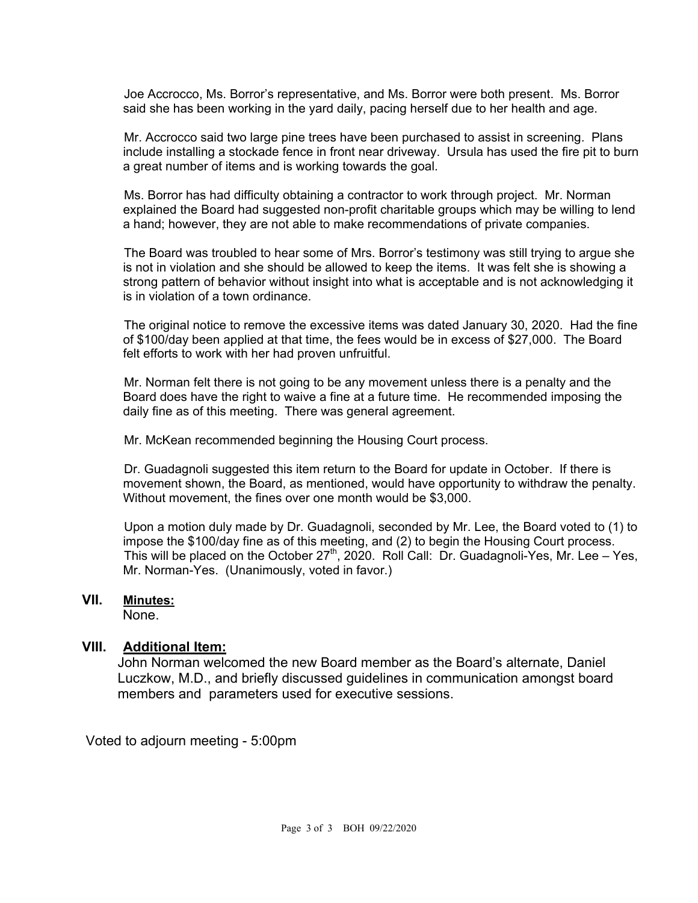Joe Accrocco, Ms. Borror's representative, and Ms. Borror were both present. Ms. Borror said she has been working in the yard daily, pacing herself due to her health and age.

Mr. Accrocco said two large pine trees have been purchased to assist in screening. Plans include installing a stockade fence in front near driveway. Ursula has used the fire pit to burn a great number of items and is working towards the goal.

Ms. Borror has had difficulty obtaining a contractor to work through project. Mr. Norman explained the Board had suggested non-profit charitable groups which may be willing to lend a hand; however, they are not able to make recommendations of private companies.

The Board was troubled to hear some of Mrs. Borror's testimony was still trying to argue she is not in violation and she should be allowed to keep the items. It was felt she is showing a strong pattern of behavior without insight into what is acceptable and is not acknowledging it is in violation of a town ordinance.

The original notice to remove the excessive items was dated January 30, 2020. Had the fine of $100/day been applied at that time, the fees would be in excess of $27,000. The Board felt efforts to work with her had proven unfruitful.

Mr. Norman felt there is not going to be any movement unless there is a penalty and the Board does have the right to waive a fine at a future time. He recommended imposing the daily fine as of this meeting. There was general agreement.

Mr. McKean recommended beginning the Housing Court process.

Dr. Guadagnoli suggested this item return to the Board for update in October. If there is movement shown, the Board, as mentioned, would have opportunity to withdraw the penalty. Without movement, the fines over one month would be $3,000.

Upon a motion duly made by Dr. Guadagnoli, seconded by Mr. Lee, the Board voted to (1) to impose the $100/day fine as of this meeting, and (2) to begin the Housing Court process. This will be placed on the October 27th, 2020. Roll Call: Dr. Guadagnoli-Yes, Mr. Lee – Yes, Mr. Norman-Yes. (Unanimously, voted in favor.)

## VII. Minutes:

None.

## VIII. Additional Item:

John Norman welcomed the new Board member as the Board's alternate, Daniel Luczkow, M.D., and briefly discussed guidelines in communication amongst board members and parameters used for executive sessions.

Voted to adjourn meeting - 5:00pm